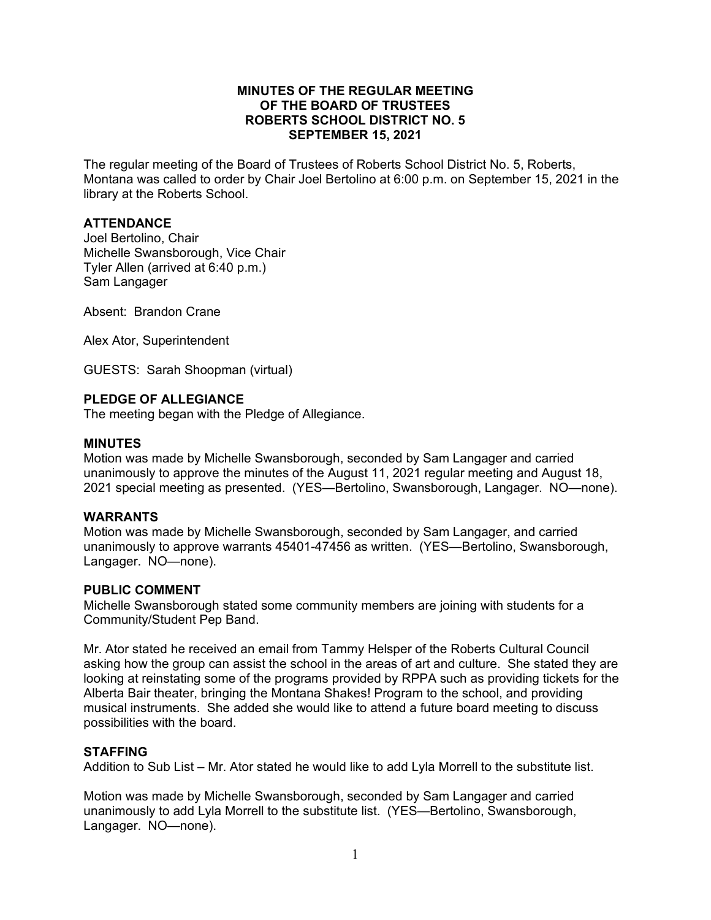# MINUTES OF THE REGULAR MEETING OF THE BOARD OF TRUSTEES ROBERTS SCHOOL DISTRICT NO. 5 SEPTEMBER 15, 2021

The regular meeting of the Board of Trustees of Roberts School District No. 5, Roberts, Montana was called to order by Chair Joel Bertolino at 6:00 p.m. on September 15, 2021 in the library at the Roberts School.

## ATTENDANCE

Joel Bertolino, Chair
Michelle Swansborough, Vice Chair
Tyler Allen (arrived at 6:40 p.m.)
Sam Langager

Absent: Brandon Crane

Alex Ator, Superintendent

GUESTS: Sarah Shoopman (virtual)

## PLEDGE OF ALLEGIANCE

The meeting began with the Pledge of Allegiance.

## MINUTES

Motion was made by Michelle Swansborough, seconded by Sam Langager and carried unanimously to approve the minutes of the August 11, 2021 regular meeting and August 18, 2021 special meeting as presented. (YES—Bertolino, Swansborough, Langager. NO—none).

## WARRANTS

Motion was made by Michelle Swansborough, seconded by Sam Langager, and carried unanimously to approve warrants 45401-47456 as written. (YES—Bertolino, Swansborough, Langager. NO—none).

## PUBLIC COMMENT

Michelle Swansborough stated some community members are joining with students for a Community/Student Pep Band.

Mr. Ator stated he received an email from Tammy Helsper of the Roberts Cultural Council asking how the group can assist the school in the areas of art and culture. She stated they are looking at reinstating some of the programs provided by RPPA such as providing tickets for the Alberta Bair theater, bringing the Montana Shakes! Program to the school, and providing musical instruments. She added she would like to attend a future board meeting to discuss possibilities with the board.

## STAFFING

Addition to Sub List – Mr. Ator stated he would like to add Lyla Morrell to the substitute list.

Motion was made by Michelle Swansborough, seconded by Sam Langager and carried unanimously to add Lyla Morrell to the substitute list. (YES—Bertolino, Swansborough, Langager. NO—none).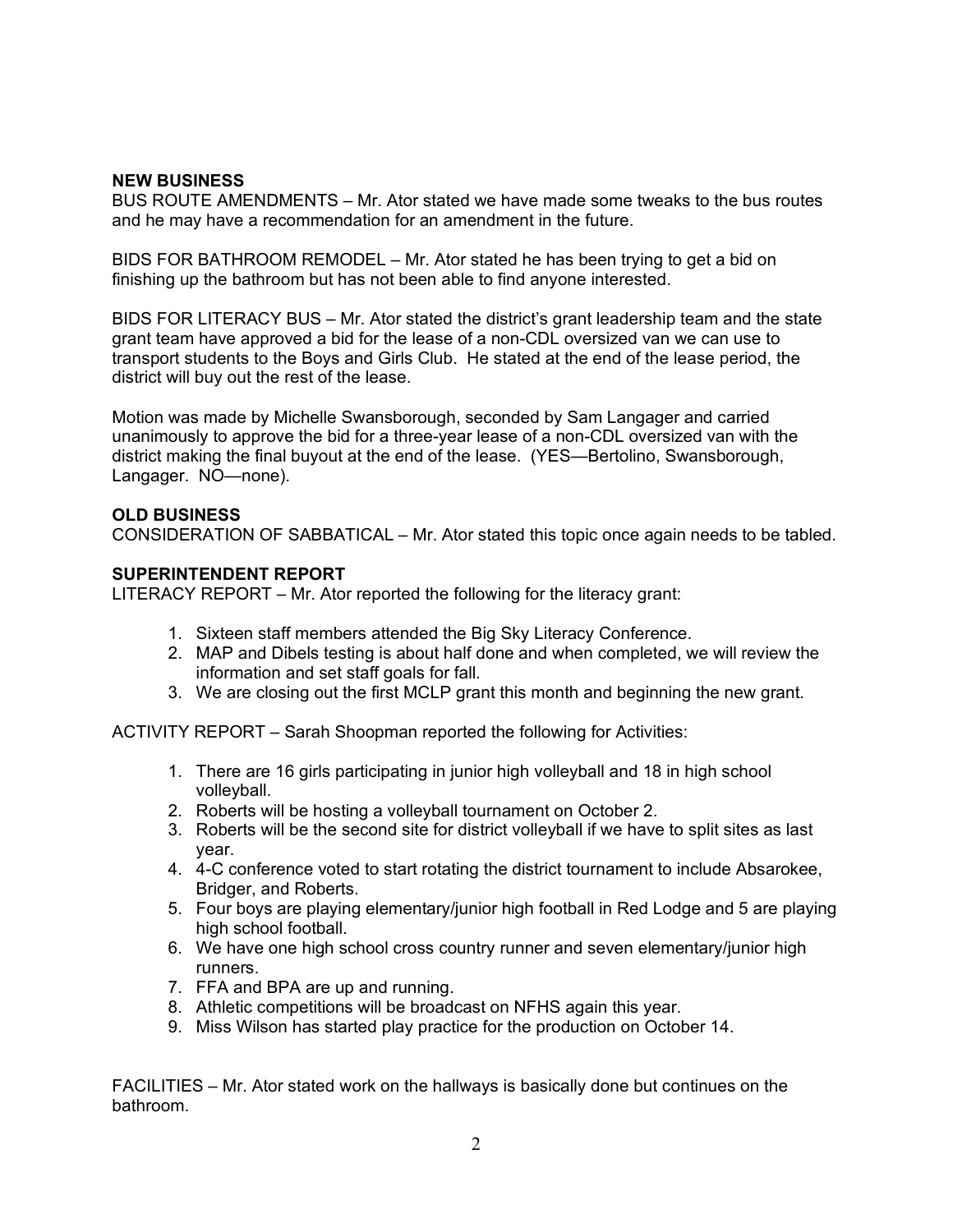**NEW BUSINESS**

BUS ROUTE AMENDMENTS – Mr. Ator stated we have made some tweaks to the bus routes and he may have a recommendation for an amendment in the future.

BIDS FOR BATHROOM REMODEL – Mr. Ator stated he has been trying to get a bid on finishing up the bathroom but has not been able to find anyone interested.

BIDS FOR LITERACY BUS – Mr. Ator stated the district's grant leadership team and the state grant team have approved a bid for the lease of a non-CDL oversized van we can use to transport students to the Boys and Girls Club. He stated at the end of the lease period, the district will buy out the rest of the lease.

Motion was made by Michelle Swansborough, seconded by Sam Langager and carried unanimously to approve the bid for a three-year lease of a non-CDL oversized van with the district making the final buyout at the end of the lease. (YES—Bertolino, Swansborough, Langager. NO—none).

**OLD BUSINESS**

CONSIDERATION OF SABBATICAL – Mr. Ator stated this topic once again needs to be tabled.

**SUPERINTENDENT REPORT**

LITERACY REPORT – Mr. Ator reported the following for the literacy grant:

1. Sixteen staff members attended the Big Sky Literacy Conference.
2. MAP and Dibels testing is about half done and when completed, we will review the information and set staff goals for fall.
3. We are closing out the first MCLP grant this month and beginning the new grant.

ACTIVITY REPORT – Sarah Shoopman reported the following for Activities:

1. There are 16 girls participating in junior high volleyball and 18 in high school volleyball.
2. Roberts will be hosting a volleyball tournament on October 2.
3. Roberts will be the second site for district volleyball if we have to split sites as last year.
4. 4-C conference voted to start rotating the district tournament to include Absarokee, Bridger, and Roberts.
5. Four boys are playing elementary/junior high football in Red Lodge and 5 are playing high school football.
6. We have one high school cross country runner and seven elementary/junior high runners.
7. FFA and BPA are up and running.
8. Athletic competitions will be broadcast on NFHS again this year.
9. Miss Wilson has started play practice for the production on October 14.

FACILITIES – Mr. Ator stated work on the hallways is basically done but continues on the bathroom.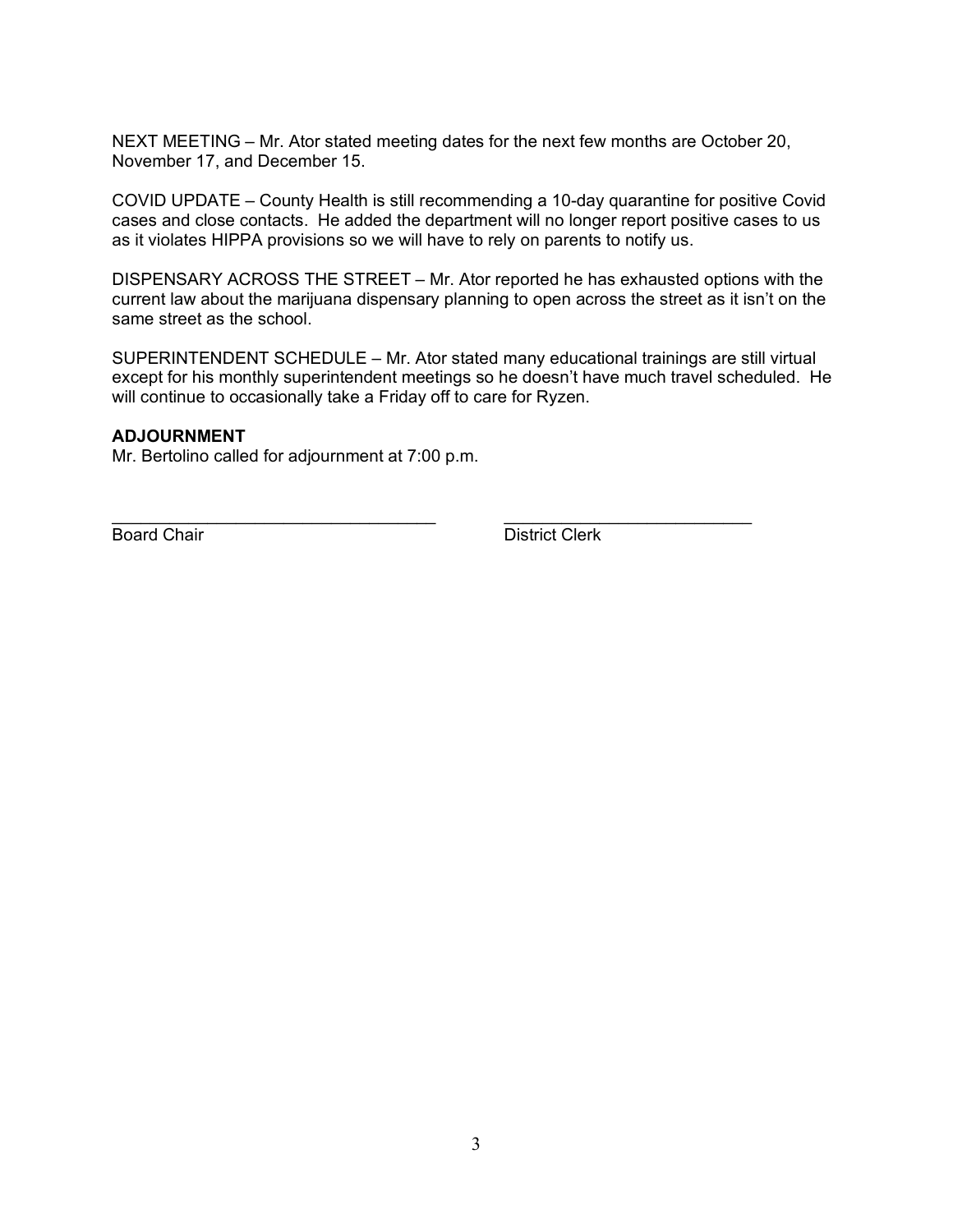NEXT MEETING – Mr. Ator stated meeting dates for the next few months are October 20, November 17, and December 15.

COVID UPDATE – County Health is still recommending a 10-day quarantine for positive Covid cases and close contacts. He added the department will no longer report positive cases to us as it violates HIPPA provisions so we will have to rely on parents to notify us.

DISPENSARY ACROSS THE STREET – Mr. Ator reported he has exhausted options with the current law about the marijuana dispensary planning to open across the street as it isn't on the same street as the school.

SUPERINTENDENT SCHEDULE – Mr. Ator stated many educational trainings are still virtual except for his monthly superintendent meetings so he doesn't have much travel scheduled. He will continue to occasionally take a Friday off to care for Ryzen.

**ADJOURNMENT**
Mr. Bertolino called for adjournment at 7:00 p.m.

___________________________________ ___________________________
Board Chair District Clerk